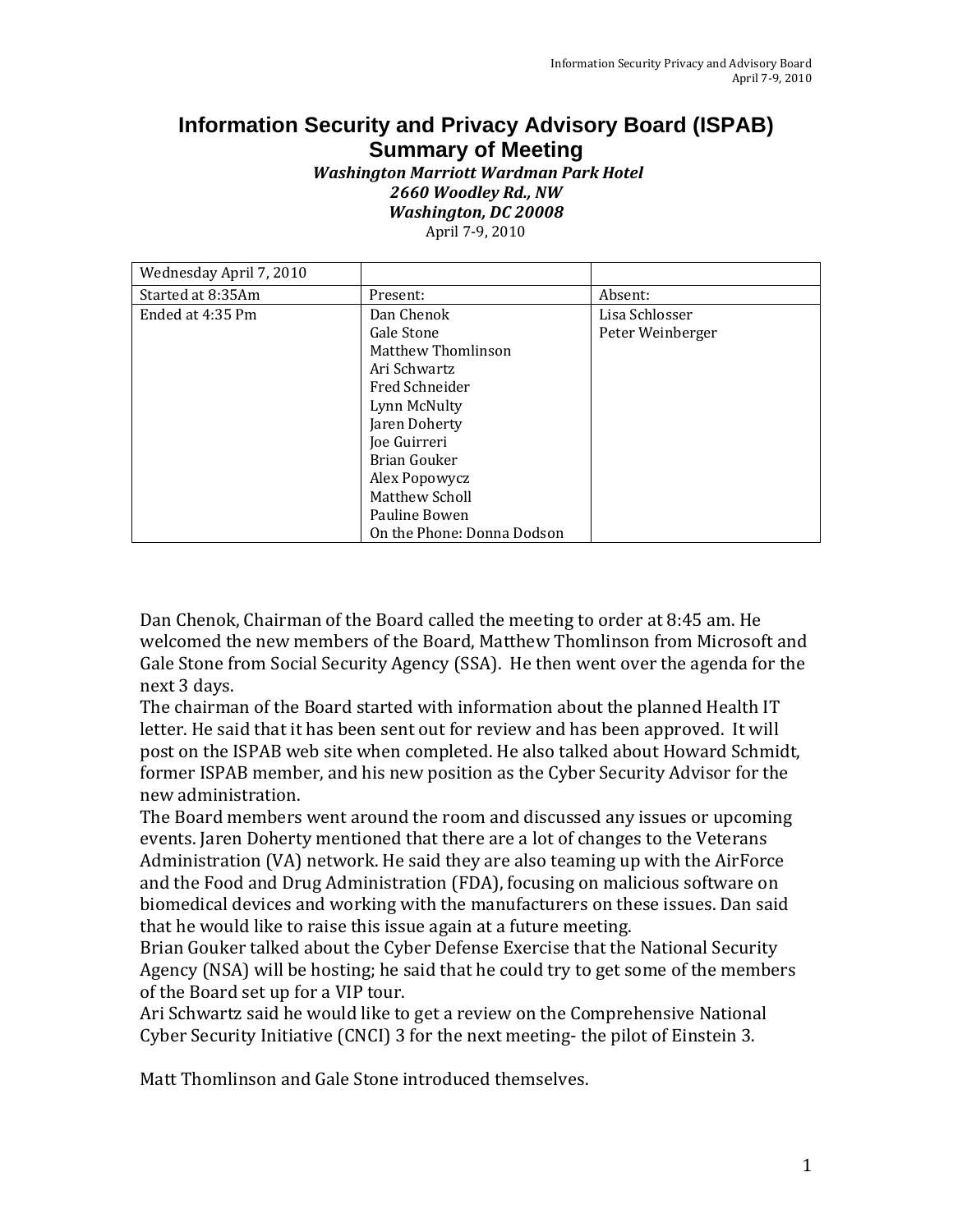# Information Security and Privacy Advisory Board (ISPAB) Summary of Meeting

***Washington Marriott Wardman Park Hotel***
***2660 Woodley Rd., NW***
***Washington, DC 20008***
April 7-9, 2010

| Wednesday April 7, 2010 | | |
|---|---|---|
| Started at 8:35Am | Present: | Absent: |
| Ended at 4:35 Pm | Dan Chenok<br>Gale Stone<br>Matthew Thomlinson<br>Ari Schwartz<br>Fred Schneider<br>Lynn McNulty<br>Jaren Doherty<br>Joe Guirreri<br>Brian Gouker<br>Alex Popowycz<br>Matthew Scholl<br>Pauline Bowen<br>On the Phone: Donna Dodson | Lisa Schlosser<br>Peter Weinberger |

Dan Chenok, Chairman of the Board called the meeting to order at 8:45 am. He welcomed the new members of the Board, Matthew Thomlinson from Microsoft and Gale Stone from Social Security Agency (SSA). He then went over the agenda for the next 3 days.

The chairman of the Board started with information about the planned Health IT letter. He said that it has been sent out for review and has been approved. It will post on the ISPAB web site when completed. He also talked about Howard Schmidt, former ISPAB member, and his new position as the Cyber Security Advisor for the new administration.

The Board members went around the room and discussed any issues or upcoming events. Jaren Doherty mentioned that there are a lot of changes to the Veterans Administration (VA) network. He said they are also teaming up with the AirForce and the Food and Drug Administration (FDA), focusing on malicious software on biomedical devices and working with the manufacturers on these issues. Dan said that he would like to raise this issue again at a future meeting.

Brian Gouker talked about the Cyber Defense Exercise that the National Security Agency (NSA) will be hosting; he said that he could try to get some of the members of the Board set up for a VIP tour.

Ari Schwartz said he would like to get a review on the Comprehensive National Cyber Security Initiative (CNCI) 3 for the next meeting- the pilot of Einstein 3.

Matt Thomlinson and Gale Stone introduced themselves.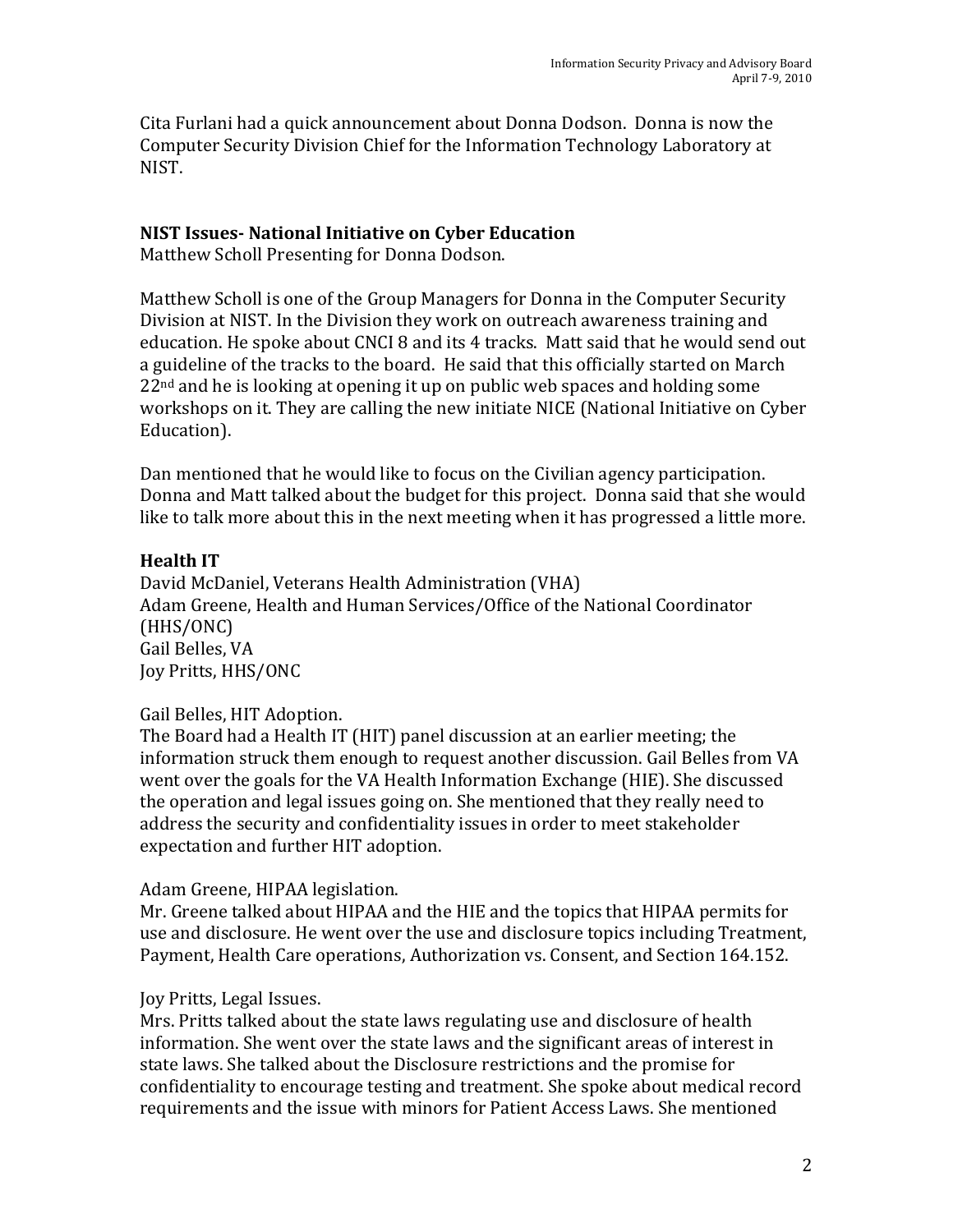Cita Furlani had a quick announcement about Donna Dodson. Donna is now the Computer Security Division Chief for the Information Technology Laboratory at NIST.

### NIST Issues- National Initiative on Cyber Education

Matthew Scholl Presenting for Donna Dodson.

Matthew Scholl is one of the Group Managers for Donna in the Computer Security Division at NIST. In the Division they work on outreach awareness training and education. He spoke about CNCI 8 and its 4 tracks. Matt said that he would send out a guideline of the tracks to the board. He said that this officially started on March 22nd and he is looking at opening it up on public web spaces and holding some workshops on it. They are calling the new initiate NICE (National Initiative on Cyber Education).

Dan mentioned that he would like to focus on the Civilian agency participation. Donna and Matt talked about the budget for this project. Donna said that she would like to talk more about this in the next meeting when it has progressed a little more.

### Health IT

David McDaniel, Veterans Health Administration (VHA)
Adam Greene, Health and Human Services/Office of the National Coordinator (HHS/ONC)
Gail Belles, VA
Joy Pritts, HHS/ONC

Gail Belles, HIT Adoption.
The Board had a Health IT (HIT) panel discussion at an earlier meeting; the information struck them enough to request another discussion. Gail Belles from VA went over the goals for the VA Health Information Exchange (HIE). She discussed the operation and legal issues going on. She mentioned that they really need to address the security and confidentiality issues in order to meet stakeholder expectation and further HIT adoption.

Adam Greene, HIPAA legislation.
Mr. Greene talked about HIPAA and the HIE and the topics that HIPAA permits for use and disclosure. He went over the use and disclosure topics including Treatment, Payment, Health Care operations, Authorization vs. Consent, and Section 164.152.

Joy Pritts, Legal Issues.
Mrs. Pritts talked about the state laws regulating use and disclosure of health information. She went over the state laws and the significant areas of interest in state laws. She talked about the Disclosure restrictions and the promise for confidentiality to encourage testing and treatment. She spoke about medical record requirements and the issue with minors for Patient Access Laws. She mentioned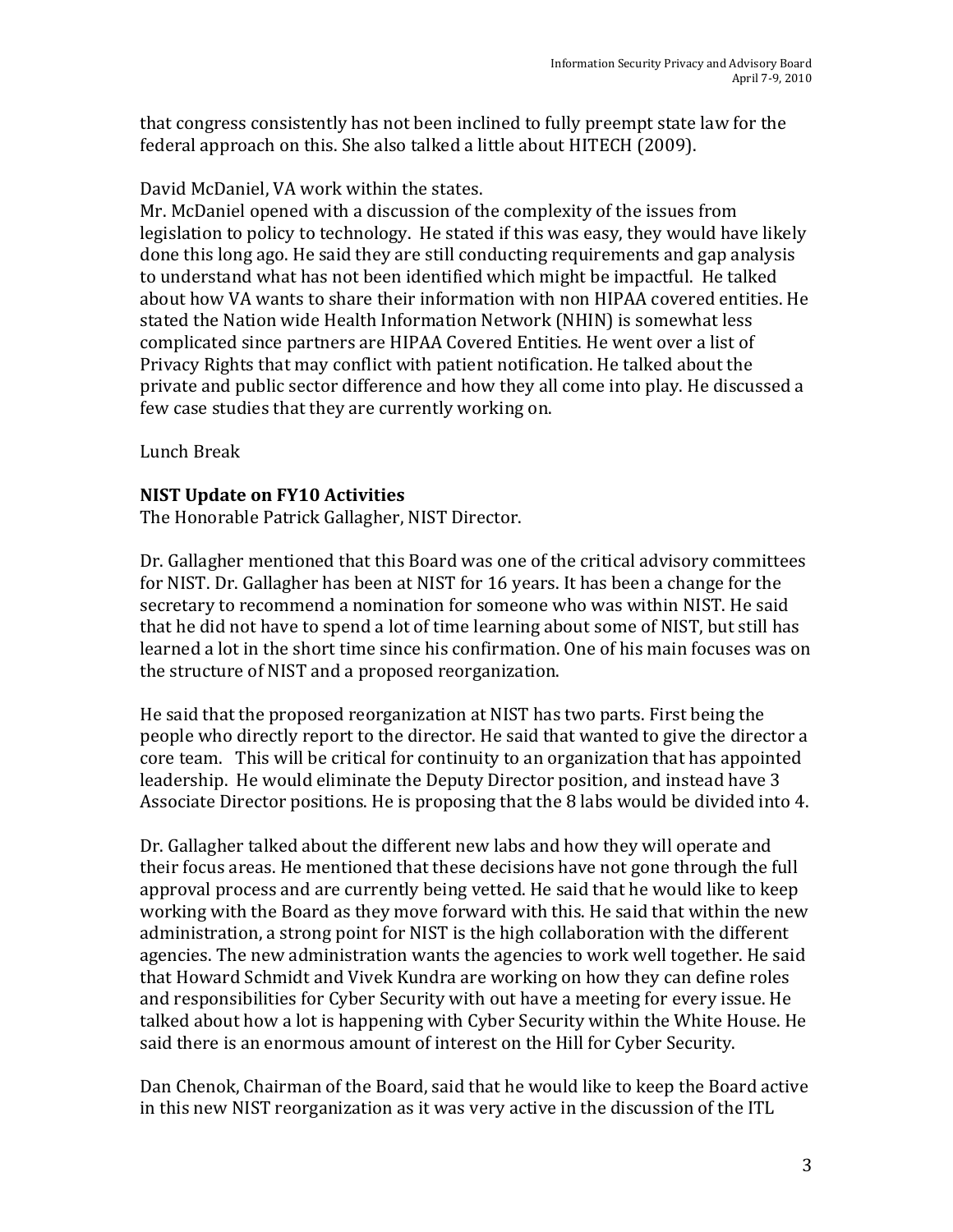that congress consistently has not been inclined to fully preempt state law for the federal approach on this. She also talked a little about HITECH (2009).

David McDaniel, VA work within the states.
Mr. McDaniel opened with a discussion of the complexity of the issues from legislation to policy to technology. He stated if this was easy, they would have likely done this long ago. He said they are still conducting requirements and gap analysis to understand what has not been identified which might be impactful. He talked about how VA wants to share their information with non HIPAA covered entities. He stated the Nation wide Health Information Network (NHIN) is somewhat less complicated since partners are HIPAA Covered Entities. He went over a list of Privacy Rights that may conflict with patient notification. He talked about the private and public sector difference and how they all come into play. He discussed a few case studies that they are currently working on.

Lunch Break

**NIST Update on FY10 Activities**
The Honorable Patrick Gallagher, NIST Director.

Dr. Gallagher mentioned that this Board was one of the critical advisory committees for NIST. Dr. Gallagher has been at NIST for 16 years. It has been a change for the secretary to recommend a nomination for someone who was within NIST. He said that he did not have to spend a lot of time learning about some of NIST, but still has learned a lot in the short time since his confirmation. One of his main focuses was on the structure of NIST and a proposed reorganization.

He said that the proposed reorganization at NIST has two parts. First being the people who directly report to the director. He said that wanted to give the director a core team. This will be critical for continuity to an organization that has appointed leadership. He would eliminate the Deputy Director position, and instead have 3 Associate Director positions. He is proposing that the 8 labs would be divided into 4.

Dr. Gallagher talked about the different new labs and how they will operate and their focus areas. He mentioned that these decisions have not gone through the full approval process and are currently being vetted. He said that he would like to keep working with the Board as they move forward with this. He said that within the new administration, a strong point for NIST is the high collaboration with the different agencies. The new administration wants the agencies to work well together. He said that Howard Schmidt and Vivek Kundra are working on how they can define roles and responsibilities for Cyber Security with out have a meeting for every issue. He talked about how a lot is happening with Cyber Security within the White House. He said there is an enormous amount of interest on the Hill for Cyber Security.

Dan Chenok, Chairman of the Board, said that he would like to keep the Board active in this new NIST reorganization as it was very active in the discussion of the ITL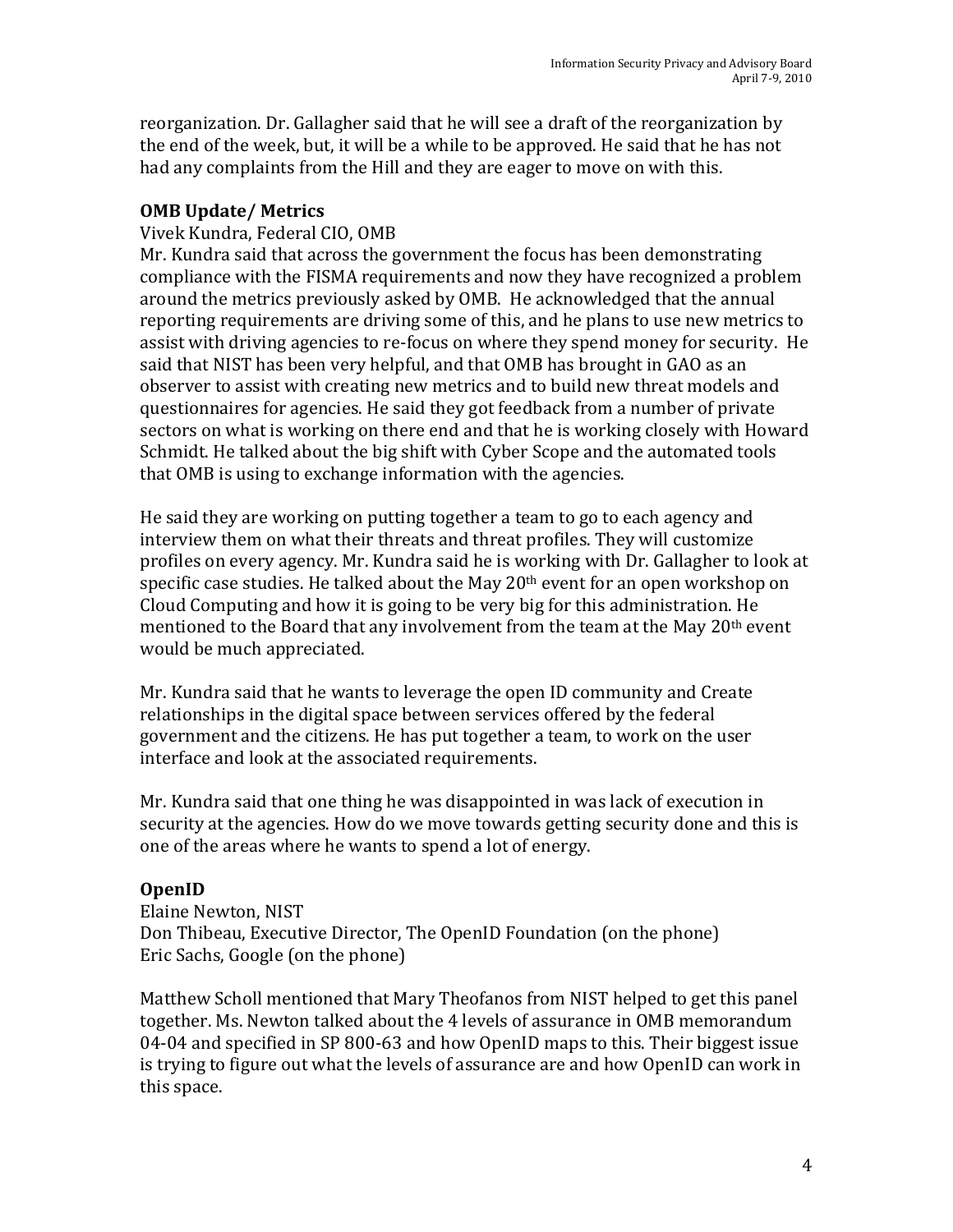reorganization. Dr. Gallagher said that he will see a draft of the reorganization by the end of the week, but, it will be a while to be approved. He said that he has not had any complaints from the Hill and they are eager to move on with this.

**OMB Update/ Metrics**

Vivek Kundra, Federal CIO, OMB

Mr. Kundra said that across the government the focus has been demonstrating compliance with the FISMA requirements and now they have recognized a problem around the metrics previously asked by OMB. He acknowledged that the annual reporting requirements are driving some of this, and he plans to use new metrics to assist with driving agencies to re-focus on where they spend money for security. He said that NIST has been very helpful, and that OMB has brought in GAO as an observer to assist with creating new metrics and to build new threat models and questionnaires for agencies. He said they got feedback from a number of private sectors on what is working on there end and that he is working closely with Howard Schmidt. He talked about the big shift with Cyber Scope and the automated tools that OMB is using to exchange information with the agencies.

He said they are working on putting together a team to go to each agency and interview them on what their threats and threat profiles. They will customize profiles on every agency. Mr. Kundra said he is working with Dr. Gallagher to look at specific case studies. He talked about the May 20th event for an open workshop on Cloud Computing and how it is going to be very big for this administration. He mentioned to the Board that any involvement from the team at the May 20th event would be much appreciated.

Mr. Kundra said that he wants to leverage the open ID community and Create relationships in the digital space between services offered by the federal government and the citizens. He has put together a team, to work on the user interface and look at the associated requirements.

Mr. Kundra said that one thing he was disappointed in was lack of execution in security at the agencies. How do we move towards getting security done and this is one of the areas where he wants to spend a lot of energy.

**OpenID**

Elaine Newton, NIST
Don Thibeau, Executive Director, The OpenID Foundation (on the phone)
Eric Sachs, Google (on the phone)

Matthew Scholl mentioned that Mary Theofanos from NIST helped to get this panel together. Ms. Newton talked about the 4 levels of assurance in OMB memorandum 04-04 and specified in SP 800-63 and how OpenID maps to this. Their biggest issue is trying to figure out what the levels of assurance are and how OpenID can work in this space.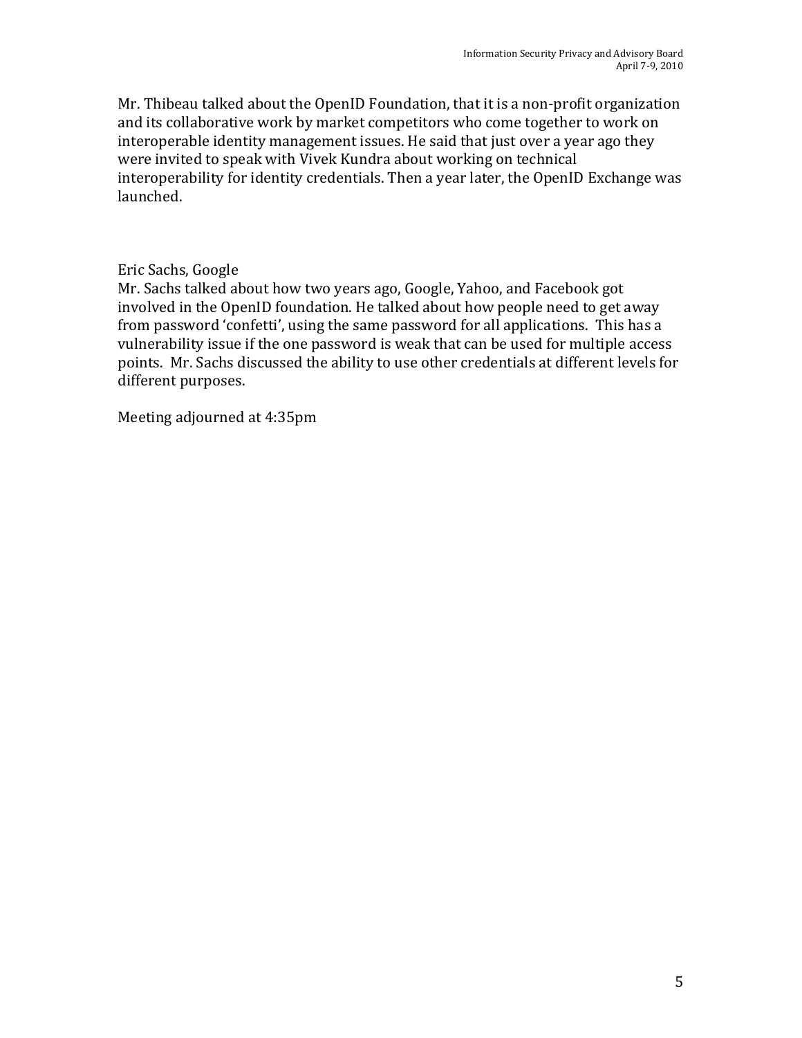Mr. Thibeau talked about the OpenID Foundation, that it is a non-profit organization and its collaborative work by market competitors who come together to work on interoperable identity management issues. He said that just over a year ago they were invited to speak with Vivek Kundra about working on technical interoperability for identity credentials. Then a year later, the OpenID Exchange was launched.

Eric Sachs, Google

Mr. Sachs talked about how two years ago, Google, Yahoo, and Facebook got involved in the OpenID foundation. He talked about how people need to get away from password 'confetti', using the same password for all applications. This has a vulnerability issue if the one password is weak that can be used for multiple access points. Mr. Sachs discussed the ability to use other credentials at different levels for different purposes.

Meeting adjourned at 4:35pm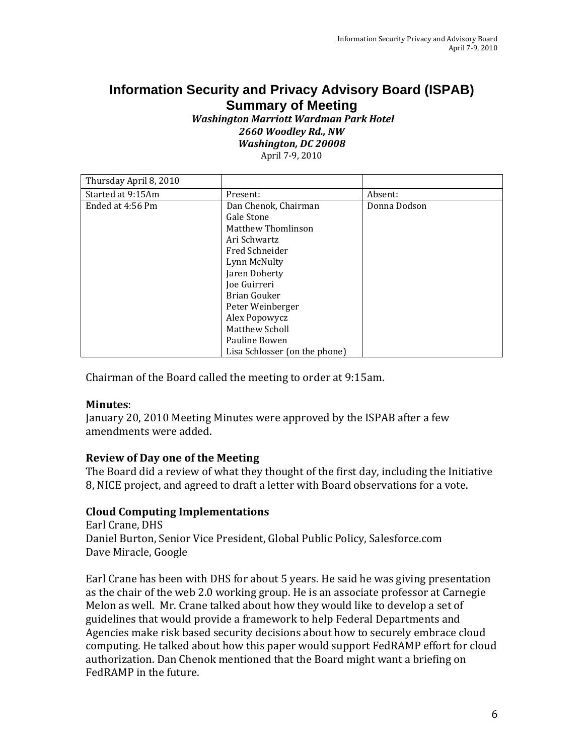# Information Security and Privacy Advisory Board (ISPAB)
## Summary of Meeting

***Washington Marriott Wardman Park Hotel***
***2660 Woodley Rd., NW***
***Washington, DC 20008***
April 7-9, 2010

| Thursday April 8, 2010 | | |
|---|---|---|
| Started at 9:15Am | Present: | Absent: |
| Ended at 4:56 Pm | Dan Chenok, Chairman<br>Gale Stone<br>Matthew Thomlinson<br>Ari Schwartz<br>Fred Schneider<br>Lynn McNulty<br>Jaren Doherty<br>Joe Guirreri<br>Brian Gouker<br>Peter Weinberger<br>Alex Popowycz<br>Matthew Scholl<br>Pauline Bowen<br>Lisa Schlosser (on the phone) | Donna Dodson |

Chairman of the Board called the meeting to order at 9:15am.

**Minutes**:
January 20, 2010 Meeting Minutes were approved by the ISPAB after a few amendments were added.

**Review of Day one of the Meeting**
The Board did a review of what they thought of the first day, including the Initiative 8, NICE project, and agreed to draft a letter with Board observations for a vote.

**Cloud Computing Implementations**
Earl Crane, DHS
Daniel Burton, Senior Vice President, Global Public Policy, Salesforce.com
Dave Miracle, Google

Earl Crane has been with DHS for about 5 years. He said he was giving presentation as the chair of the web 2.0 working group. He is an associate professor at Carnegie Melon as well. Mr. Crane talked about how they would like to develop a set of guidelines that would provide a framework to help Federal Departments and Agencies make risk based security decisions about how to securely embrace cloud computing. He talked about how this paper would support FedRAMP effort for cloud authorization. Dan Chenok mentioned that the Board might want a briefing on FedRAMP in the future.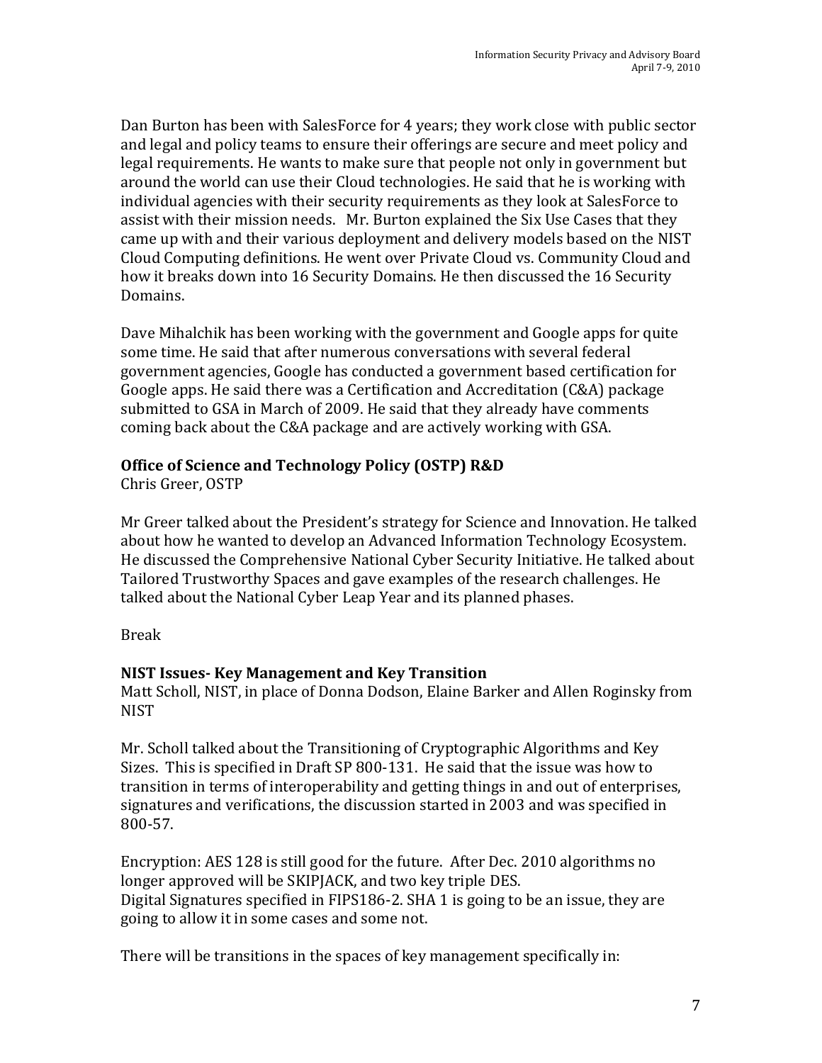Dan Burton has been with SalesForce for 4 years; they work close with public sector and legal and policy teams to ensure their offerings are secure and meet policy and legal requirements. He wants to make sure that people not only in government but around the world can use their Cloud technologies. He said that he is working with individual agencies with their security requirements as they look at SalesForce to assist with their mission needs. Mr. Burton explained the Six Use Cases that they came up with and their various deployment and delivery models based on the NIST Cloud Computing definitions. He went over Private Cloud vs. Community Cloud and how it breaks down into 16 Security Domains. He then discussed the 16 Security Domains.

Dave Mihalchik has been working with the government and Google apps for quite some time. He said that after numerous conversations with several federal government agencies, Google has conducted a government based certification for Google apps. He said there was a Certification and Accreditation (C&A) package submitted to GSA in March of 2009. He said that they already have comments coming back about the C&A package and are actively working with GSA.

**Office of Science and Technology Policy (OSTP) R&D**
Chris Greer, OSTP

Mr Greer talked about the President's strategy for Science and Innovation. He talked about how he wanted to develop an Advanced Information Technology Ecosystem. He discussed the Comprehensive National Cyber Security Initiative. He talked about Tailored Trustworthy Spaces and gave examples of the research challenges. He talked about the National Cyber Leap Year and its planned phases.

Break

**NIST Issues- Key Management and Key Transition**
Matt Scholl, NIST, in place of Donna Dodson, Elaine Barker and Allen Roginsky from NIST

Mr. Scholl talked about the Transitioning of Cryptographic Algorithms and Key Sizes. This is specified in Draft SP 800-131. He said that the issue was how to transition in terms of interoperability and getting things in and out of enterprises, signatures and verifications, the discussion started in 2003 and was specified in 800-57.

Encryption: AES 128 is still good for the future. After Dec. 2010 algorithms no longer approved will be SKIPJACK, and two key triple DES.
Digital Signatures specified in FIPS186-2. SHA 1 is going to be an issue, they are going to allow it in some cases and some not.

There will be transitions in the spaces of key management specifically in: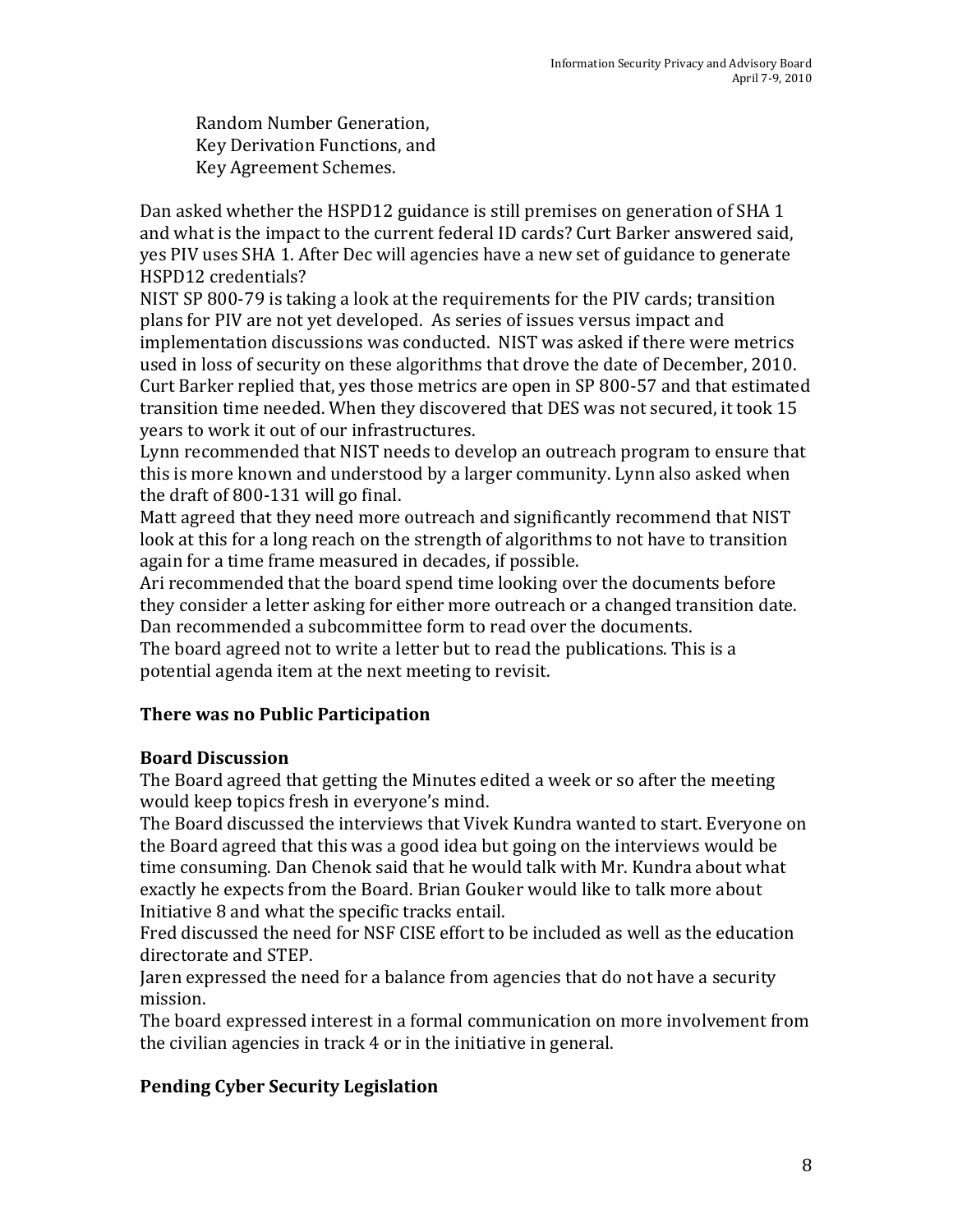Random Number Generation,
Key Derivation Functions, and
Key Agreement Schemes.

Dan asked whether the HSPD12 guidance is still premises on generation of SHA 1 and what is the impact to the current federal ID cards? Curt Barker answered said, yes PIV uses SHA 1. After Dec will agencies have a new set of guidance to generate HSPD12 credentials?
NIST SP 800-79 is taking a look at the requirements for the PIV cards; transition plans for PIV are not yet developed. As series of issues versus impact and implementation discussions was conducted. NIST was asked if there were metrics used in loss of security on these algorithms that drove the date of December, 2010. Curt Barker replied that, yes those metrics are open in SP 800-57 and that estimated transition time needed. When they discovered that DES was not secured, it took 15 years to work it out of our infrastructures.
Lynn recommended that NIST needs to develop an outreach program to ensure that this is more known and understood by a larger community. Lynn also asked when the draft of 800-131 will go final.
Matt agreed that they need more outreach and significantly recommend that NIST look at this for a long reach on the strength of algorithms to not have to transition again for a time frame measured in decades, if possible.
Ari recommended that the board spend time looking over the documents before they consider a letter asking for either more outreach or a changed transition date.
Dan recommended a subcommittee form to read over the documents.
The board agreed not to write a letter but to read the publications. This is a potential agenda item at the next meeting to revisit.

## There was no Public Participation

## Board Discussion

The Board agreed that getting the Minutes edited a week or so after the meeting would keep topics fresh in everyone's mind.
The Board discussed the interviews that Vivek Kundra wanted to start. Everyone on the Board agreed that this was a good idea but going on the interviews would be time consuming. Dan Chenok said that he would talk with Mr. Kundra about what exactly he expects from the Board. Brian Gouker would like to talk more about Initiative 8 and what the specific tracks entail.
Fred discussed the need for NSF CISE effort to be included as well as the education directorate and STEP.
Jaren expressed the need for a balance from agencies that do not have a security mission.
The board expressed interest in a formal communication on more involvement from the civilian agencies in track 4 or in the initiative in general.

## Pending Cyber Security Legislation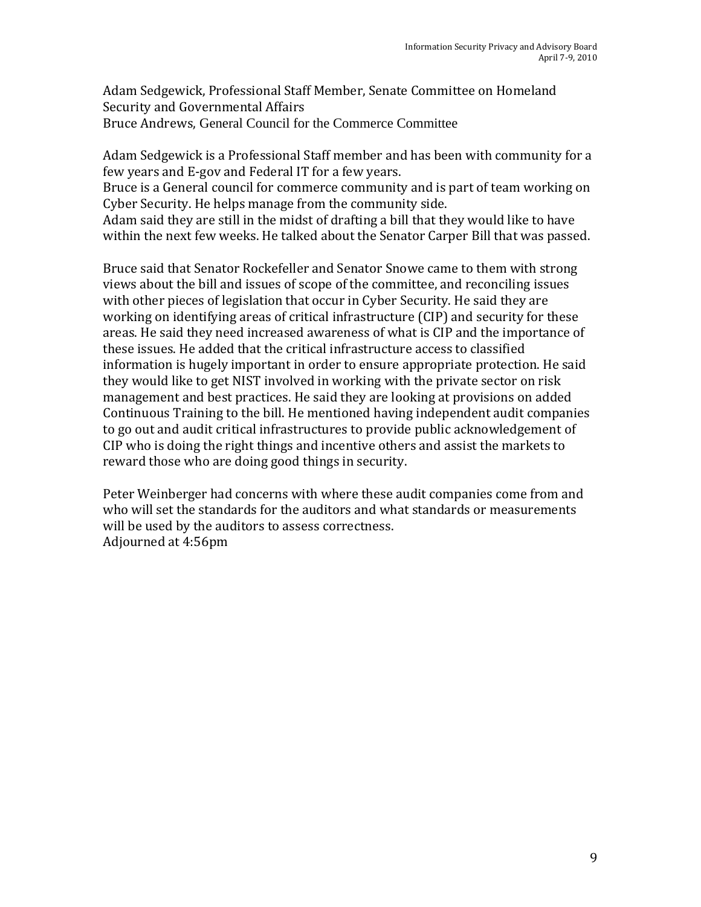Adam Sedgewick, Professional Staff Member, Senate Committee on Homeland Security and Governmental Affairs
Bruce Andrews, General Council for the Commerce Committee

Adam Sedgewick is a Professional Staff member and has been with community for a few years and E-gov and Federal IT for a few years.
Bruce is a General council for commerce community and is part of team working on Cyber Security. He helps manage from the community side.
Adam said they are still in the midst of drafting a bill that they would like to have within the next few weeks. He talked about the Senator Carper Bill that was passed.

Bruce said that Senator Rockefeller and Senator Snowe came to them with strong views about the bill and issues of scope of the committee, and reconciling issues with other pieces of legislation that occur in Cyber Security. He said they are working on identifying areas of critical infrastructure (CIP) and security for these areas. He said they need increased awareness of what is CIP and the importance of these issues. He added that the critical infrastructure access to classified information is hugely important in order to ensure appropriate protection. He said they would like to get NIST involved in working with the private sector on risk management and best practices. He said they are looking at provisions on added Continuous Training to the bill. He mentioned having independent audit companies to go out and audit critical infrastructures to provide public acknowledgement of CIP who is doing the right things and incentive others and assist the markets to reward those who are doing good things in security.

Peter Weinberger had concerns with where these audit companies come from and who will set the standards for the auditors and what standards or measurements will be used by the auditors to assess correctness.
Adjourned at 4:56pm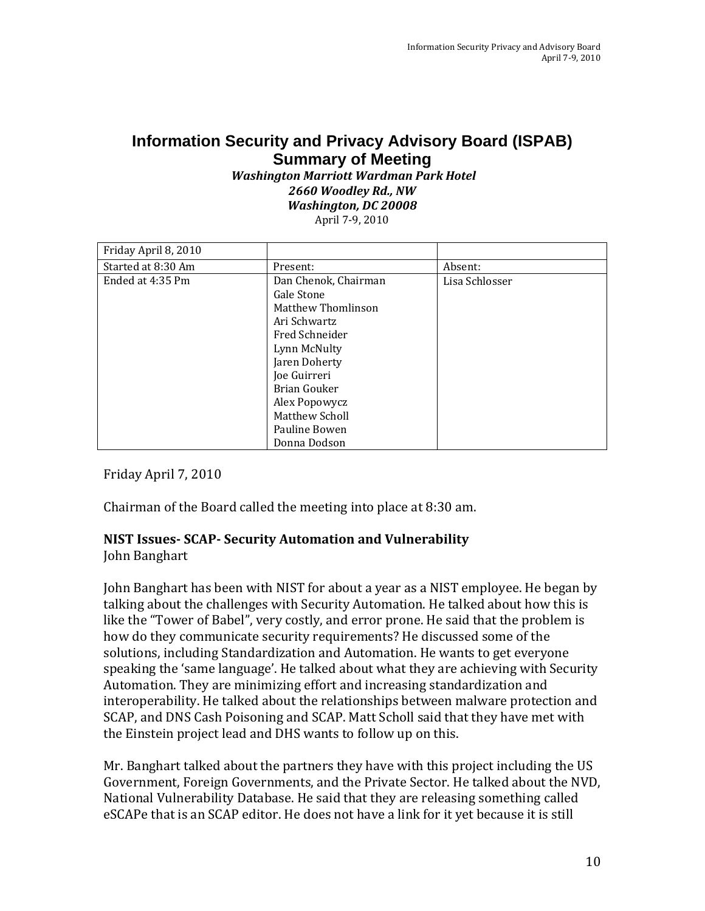# Information Security and Privacy Advisory Board (ISPAB) Summary of Meeting

***Washington Marriott Wardman Park Hotel***
***2660 Woodley Rd., NW***
***Washington, DC 20008***
April 7-9, 2010

| Friday April 8, 2010 | | |
|---|---|---|
| Started at 8:30 Am | Present: | Absent: |
| Ended at 4:35 Pm | Dan Chenok, Chairman<br>Gale Stone<br>Matthew Thomlinson<br>Ari Schwartz<br>Fred Schneider<br>Lynn McNulty<br>Jaren Doherty<br>Joe Guirreri<br>Brian Gouker<br>Alex Popowycz<br>Matthew Scholl<br>Pauline Bowen<br>Donna Dodson | Lisa Schlosser |

Friday April 7, 2010

Chairman of the Board called the meeting into place at 8:30 am.

**NIST Issues- SCAP- Security Automation and Vulnerability**
John Banghart

John Banghart has been with NIST for about a year as a NIST employee. He began by talking about the challenges with Security Automation. He talked about how this is like the "Tower of Babel", very costly, and error prone. He said that the problem is how do they communicate security requirements? He discussed some of the solutions, including Standardization and Automation. He wants to get everyone speaking the 'same language'. He talked about what they are achieving with Security Automation. They are minimizing effort and increasing standardization and interoperability. He talked about the relationships between malware protection and SCAP, and DNS Cash Poisoning and SCAP. Matt Scholl said that they have met with the Einstein project lead and DHS wants to follow up on this.

Mr. Banghart talked about the partners they have with this project including the US Government, Foreign Governments, and the Private Sector. He talked about the NVD, National Vulnerability Database. He said that they are releasing something called eSCAPe that is an SCAP editor. He does not have a link for it yet because it is still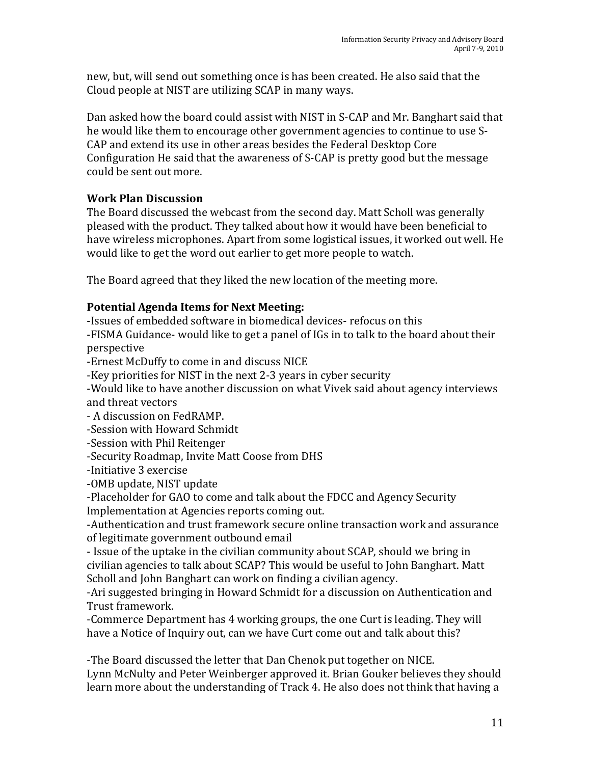new, but, will send out something once is has been created. He also said that the Cloud people at NIST are utilizing SCAP in many ways.

Dan asked how the board could assist with NIST in S-CAP and Mr. Banghart said that he would like them to encourage other government agencies to continue to use S-CAP and extend its use in other areas besides the Federal Desktop Core Configuration He said that the awareness of S-CAP is pretty good but the message could be sent out more.

**Work Plan Discussion**

The Board discussed the webcast from the second day. Matt Scholl was generally pleased with the product. They talked about how it would have been beneficial to have wireless microphones. Apart from some logistical issues, it worked out well. He would like to get the word out earlier to get more people to watch.

The Board agreed that they liked the new location of the meeting more.

**Potential Agenda Items for Next Meeting:**

-Issues of embedded software in biomedical devices- refocus on this
-FISMA Guidance- would like to get a panel of IGs in to talk to the board about their perspective
-Ernest McDuffy to come in and discuss NICE
-Key priorities for NIST in the next 2-3 years in cyber security
-Would like to have another discussion on what Vivek said about agency interviews and threat vectors
- A discussion on FedRAMP.
-Session with Howard Schmidt
-Session with Phil Reitenger
-Security Roadmap, Invite Matt Coose from DHS
-Initiative 3 exercise
-OMB update, NIST update
-Placeholder for GAO to come and talk about the FDCC and Agency Security Implementation at Agencies reports coming out.
-Authentication and trust framework secure online transaction work and assurance of legitimate government outbound email
- Issue of the uptake in the civilian community about SCAP, should we bring in civilian agencies to talk about SCAP? This would be useful to John Banghart. Matt Scholl and John Banghart can work on finding a civilian agency.
-Ari suggested bringing in Howard Schmidt for a discussion on Authentication and Trust framework.
-Commerce Department has 4 working groups, the one Curt is leading. They will have a Notice of Inquiry out, can we have Curt come out and talk about this?

-The Board discussed the letter that Dan Chenok put together on NICE.
Lynn McNulty and Peter Weinberger approved it. Brian Gouker believes they should learn more about the understanding of Track 4. He also does not think that having a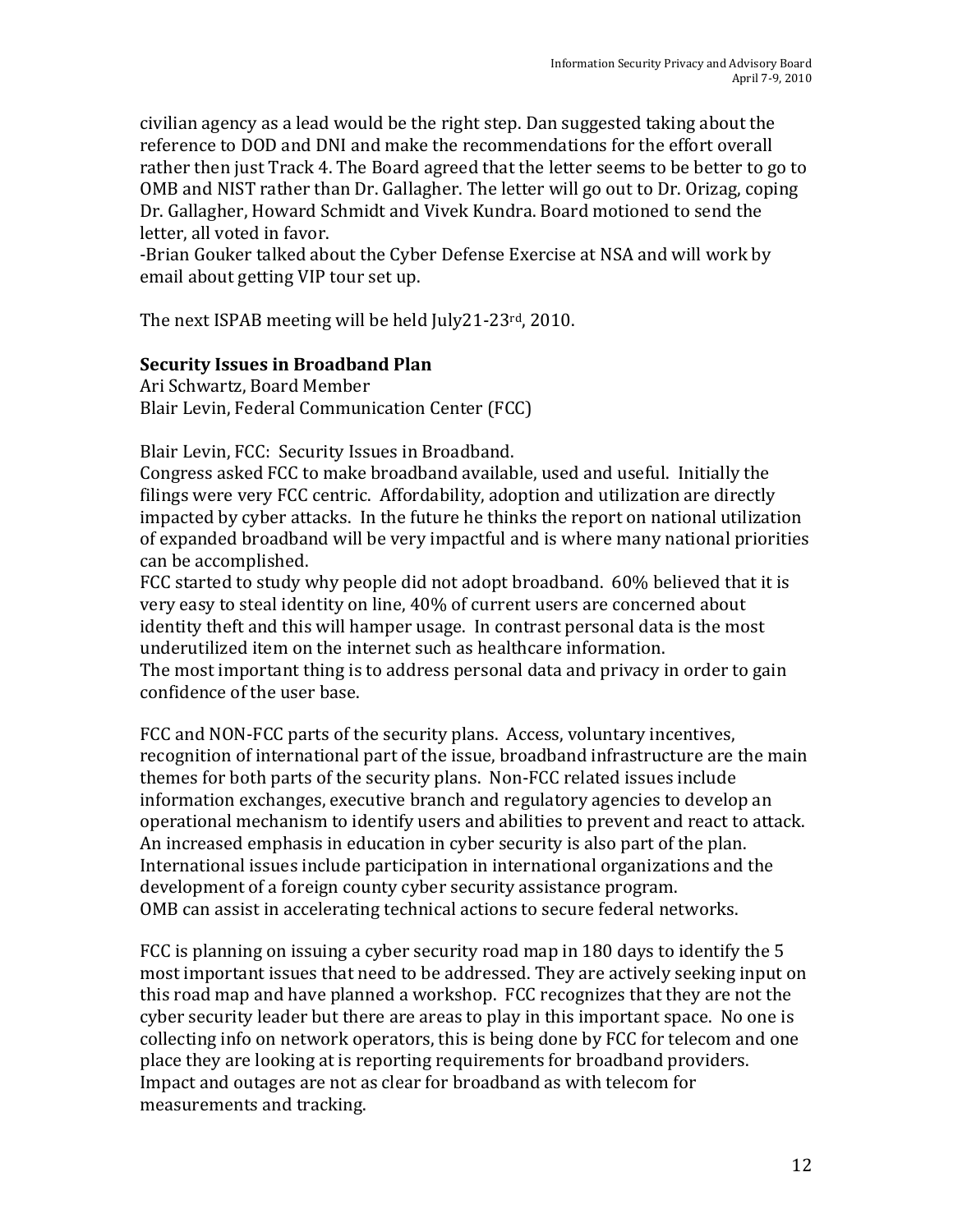civilian agency as a lead would be the right step. Dan suggested taking about the reference to DOD and DNI and make the recommendations for the effort overall rather then just Track 4. The Board agreed that the letter seems to be better to go to OMB and NIST rather than Dr. Gallagher. The letter will go out to Dr. Orizag, coping Dr. Gallagher, Howard Schmidt and Vivek Kundra. Board motioned to send the letter, all voted in favor.

-Brian Gouker talked about the Cyber Defense Exercise at NSA and will work by email about getting VIP tour set up.

The next ISPAB meeting will be held July21-23rd, 2010.

**Security Issues in Broadband Plan**
Ari Schwartz, Board Member
Blair Levin, Federal Communication Center (FCC)

Blair Levin, FCC: Security Issues in Broadband.
Congress asked FCC to make broadband available, used and useful. Initially the filings were very FCC centric. Affordability, adoption and utilization are directly impacted by cyber attacks. In the future he thinks the report on national utilization of expanded broadband will be very impactful and is where many national priorities can be accomplished.
FCC started to study why people did not adopt broadband. 60% believed that it is very easy to steal identity on line, 40% of current users are concerned about identity theft and this will hamper usage. In contrast personal data is the most underutilized item on the internet such as healthcare information.
The most important thing is to address personal data and privacy in order to gain confidence of the user base.

FCC and NON-FCC parts of the security plans. Access, voluntary incentives, recognition of international part of the issue, broadband infrastructure are the main themes for both parts of the security plans. Non-FCC related issues include information exchanges, executive branch and regulatory agencies to develop an operational mechanism to identify users and abilities to prevent and react to attack. An increased emphasis in education in cyber security is also part of the plan. International issues include participation in international organizations and the development of a foreign county cyber security assistance program.
OMB can assist in accelerating technical actions to secure federal networks.

FCC is planning on issuing a cyber security road map in 180 days to identify the 5 most important issues that need to be addressed. They are actively seeking input on this road map and have planned a workshop. FCC recognizes that they are not the cyber security leader but there are areas to play in this important space. No one is collecting info on network operators, this is being done by FCC for telecom and one place they are looking at is reporting requirements for broadband providers. Impact and outages are not as clear for broadband as with telecom for measurements and tracking.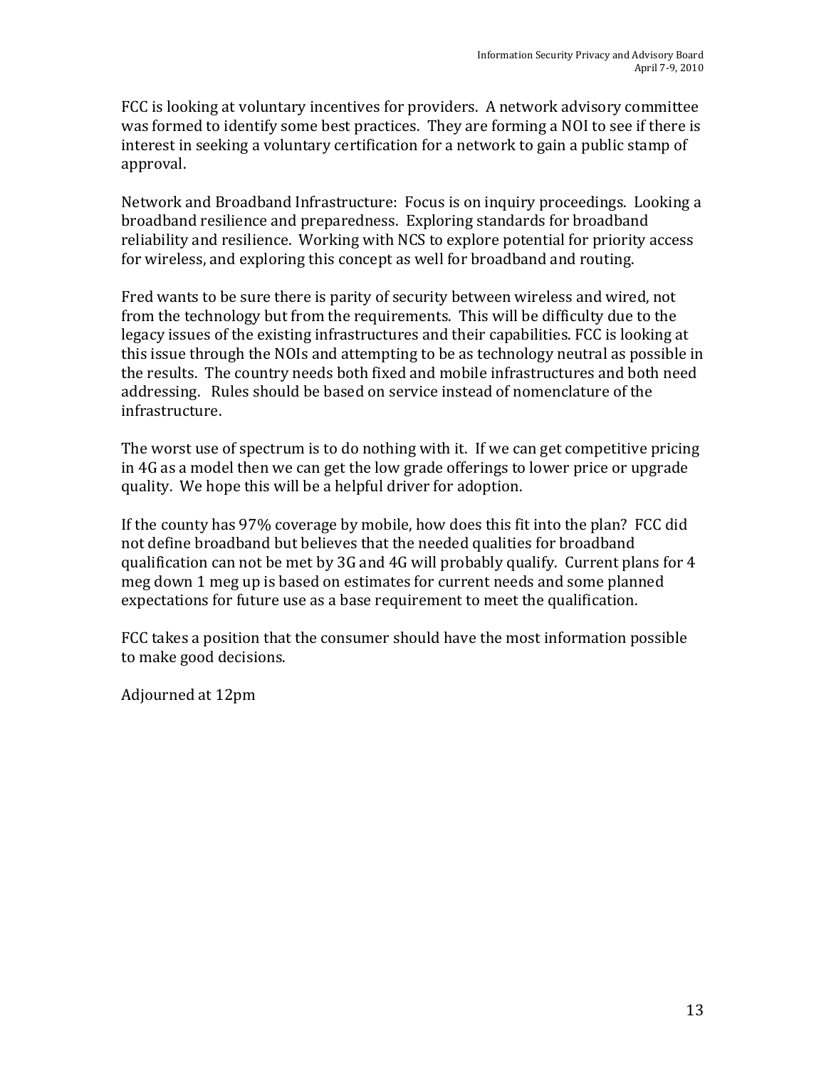FCC is looking at voluntary incentives for providers. A network advisory committee was formed to identify some best practices. They are forming a NOI to see if there is interest in seeking a voluntary certification for a network to gain a public stamp of approval.

Network and Broadband Infrastructure: Focus is on inquiry proceedings. Looking a broadband resilience and preparedness. Exploring standards for broadband reliability and resilience. Working with NCS to explore potential for priority access for wireless, and exploring this concept as well for broadband and routing.

Fred wants to be sure there is parity of security between wireless and wired, not from the technology but from the requirements. This will be difficulty due to the legacy issues of the existing infrastructures and their capabilities. FCC is looking at this issue through the NOIs and attempting to be as technology neutral as possible in the results. The country needs both fixed and mobile infrastructures and both need addressing. Rules should be based on service instead of nomenclature of the infrastructure.

The worst use of spectrum is to do nothing with it. If we can get competitive pricing in 4G as a model then we can get the low grade offerings to lower price or upgrade quality. We hope this will be a helpful driver for adoption.

If the county has 97% coverage by mobile, how does this fit into the plan? FCC did not define broadband but believes that the needed qualities for broadband qualification can not be met by 3G and 4G will probably qualify. Current plans for 4 meg down 1 meg up is based on estimates for current needs and some planned expectations for future use as a base requirement to meet the qualification.

FCC takes a position that the consumer should have the most information possible to make good decisions.

Adjourned at 12pm